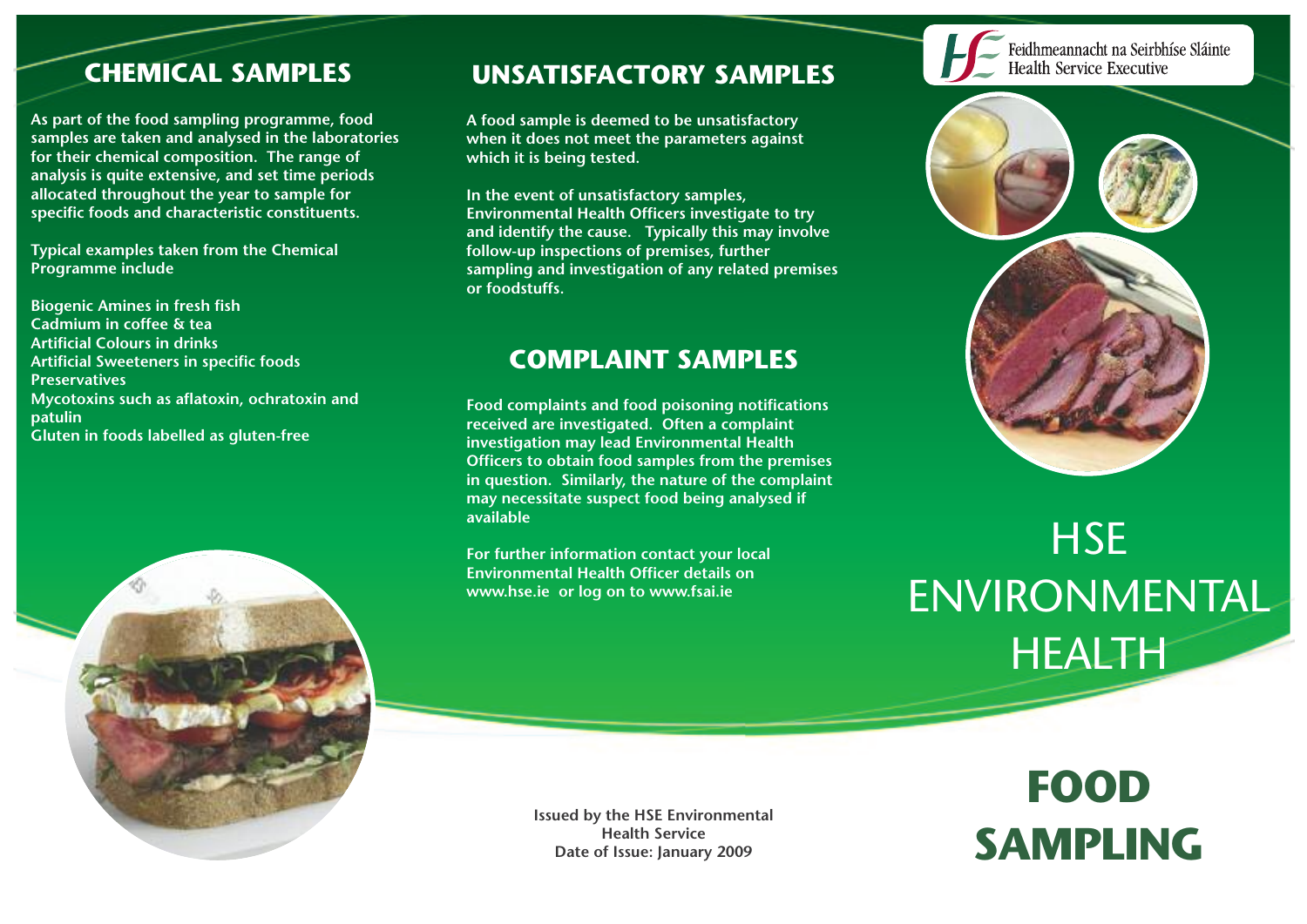## CHEMICAL SAMPLES

As part of the food sampling programme, food samples are taken and analysed in the laboratories for their chemical composition. The range of analysis is quite extensive, and set time periods allocated throughout the year to sample for specific foods and characteristic constituents.

Typical examples taken from the Chemical Programme include

Biogenic Amines in fresh fish
Cadmium in coffee & tea
Artificial Colours in drinks
Artificial Sweeteners in specific foods
Preservatives
Mycotoxins such as aflatoxin, ochratoxin and patulin
Gluten in foods labelled as gluten-free

## UNSATISFACTORY SAMPLES

A food sample is deemed to be unsatisfactory when it does not meet the parameters against which it is being tested.

In the event of unsatisfactory samples, Environmental Health Officers investigate to try and identify the cause. Typically this may involve follow-up inspections of premises, further sampling and investigation of any related premises or foodstuffs.

## COMPLAINT SAMPLES

Food complaints and food poisoning notifications received are investigated. Often a complaint investigation may lead Environmental Health Officers to obtain food samples from the premises in question. Similarly, the nature of the complaint may necessitate suspect food being analysed if available

For further information contact your local Environmental Health Officer details on www.hse.ie or log on to www.fsai.ie

Issued by the HSE Environmental Health Service
Date of Issue: January 2009

Feidhmeannacht na Seirbhíse Sláinte
Health Service Executive

# HSE ENVIRONMENTAL HEALTH

# FOOD SAMPLING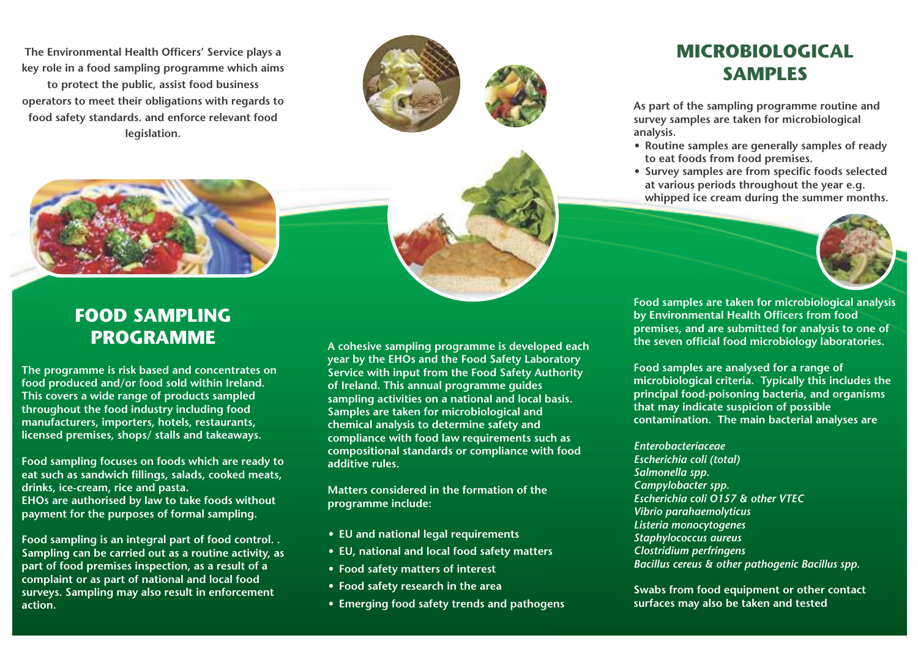The Environmental Health Officers' Service plays a key role in a food sampling programme which aims to protect the public, assist food business operators to meet their obligations with regards to food safety standards. and enforce relevant food legislation.

## FOOD SAMPLING PROGRAMME

The programme is risk based and concentrates on food produced and/or food sold within Ireland. This covers a wide range of products sampled throughout the food industry including food manufacturers, importers, hotels, restaurants, licensed premises, shops/ stalls and takeaways.

Food sampling focuses on foods which are ready to eat such as sandwich fillings, salads, cooked meats, drinks, ice-cream, rice and pasta.
EHOs are authorised by law to take foods without payment for the purposes of formal sampling.

Food sampling is an integral part of food control. . Sampling can be carried out as a routine activity, as part of food premises inspection, as a result of a complaint or as part of national and local food surveys. Sampling may also result in enforcement action.

A cohesive sampling programme is developed each year by the EHOs and the Food Safety Laboratory Service with input from the Food Safety Authority of Ireland. This annual programme guides sampling activities on a national and local basis. Samples are taken for microbiological and chemical analysis to determine safety and compliance with food law requirements such as compositional standards or compliance with food additive rules.

Matters considered in the formation of the programme include:

- EU and national legal requirements
- EU, national and local food safety matters
- Food safety matters of interest
- Food safety research in the area
- Emerging food safety trends and pathogens

## MICROBIOLOGICAL SAMPLES

As part of the sampling programme routine and survey samples are taken for microbiological analysis.

- Routine samples are generally samples of ready to eat foods from food premises.
- Survey samples are from specific foods selected at various periods throughout the year e.g. whipped ice cream during the summer months.

Food samples are taken for microbiological analysis by Environmental Health Officers from food premises, and are submitted for analysis to one of the seven official food microbiology laboratories.

Food samples are analysed for a range of microbiological criteria. Typically this includes the principal food-poisoning bacteria, and organisms that may indicate suspicion of possible contamination. The main bacterial analyses are

*Enterobacteriaceae*
*Escherichia coli (total)*
*Salmonella spp.*
*Campylobacter spp.*
*Escherichia coli O157 & other VTEC*
*Vibrio parahaemolyticus*
*Listeria monocytogenes*
*Staphylococcus aureus*
*Clostridium perfringens*
*Bacillus cereus & other pathogenic Bacillus spp.*

Swabs from food equipment or other contact surfaces may also be taken and tested